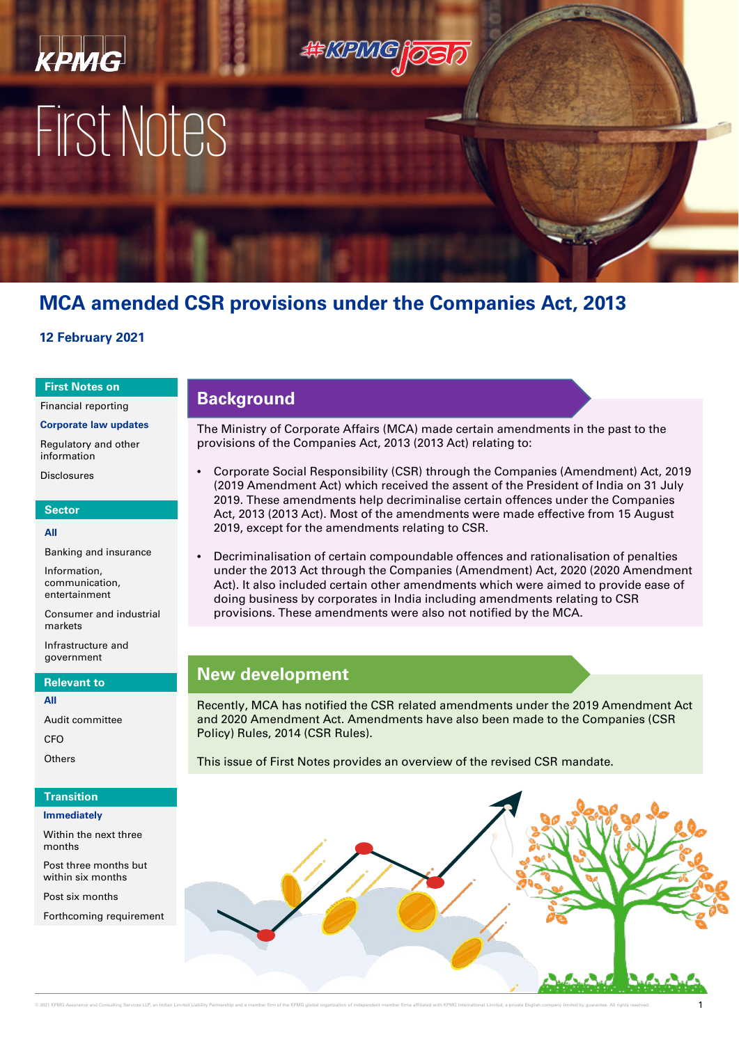# First Notes

## MCA amended CSR provisions under the Companies Act, 2013

**12 February 2021**

**First Notes on**

Financial reporting

**Corporate law updates**

Regulatory and other information

Disclosures

**Sector**

**All**

Banking and insurance

Information, communication, entertainment

Consumer and industrial markets

Infrastructure and government

**Relevant to**

**All**

Audit committee

CFO

Others

**Transition**

**Immediately**

Within the next three months

Post three months but within six months

Post six months

Forthcoming requirement

## Background

The Ministry of Corporate Affairs (MCA) made certain amendments in the past to the provisions of the Companies Act, 2013 (2013 Act) relating to:

- Corporate Social Responsibility (CSR) through the Companies (Amendment) Act, 2019 (2019 Amendment Act) which received the assent of the President of India on 31 July 2019. These amendments help decriminalise certain offences under the Companies Act, 2013 (2013 Act). Most of the amendments were made effective from 15 August 2019, except for the amendments relating to CSR.
- Decriminalisation of certain compoundable offences and rationalisation of penalties under the 2013 Act through the Companies (Amendment) Act, 2020 (2020 Amendment Act). It also included certain other amendments which were aimed to provide ease of doing business by corporates in India including amendments relating to CSR provisions. These amendments were also not notified by the MCA.

## New development

Recently, MCA has notified the CSR related amendments under the 2019 Amendment Act and 2020 Amendment Act. Amendments have also been made to the Companies (CSR Policy) Rules, 2014 (CSR Rules).

This issue of First Notes provides an overview of the revised CSR mandate.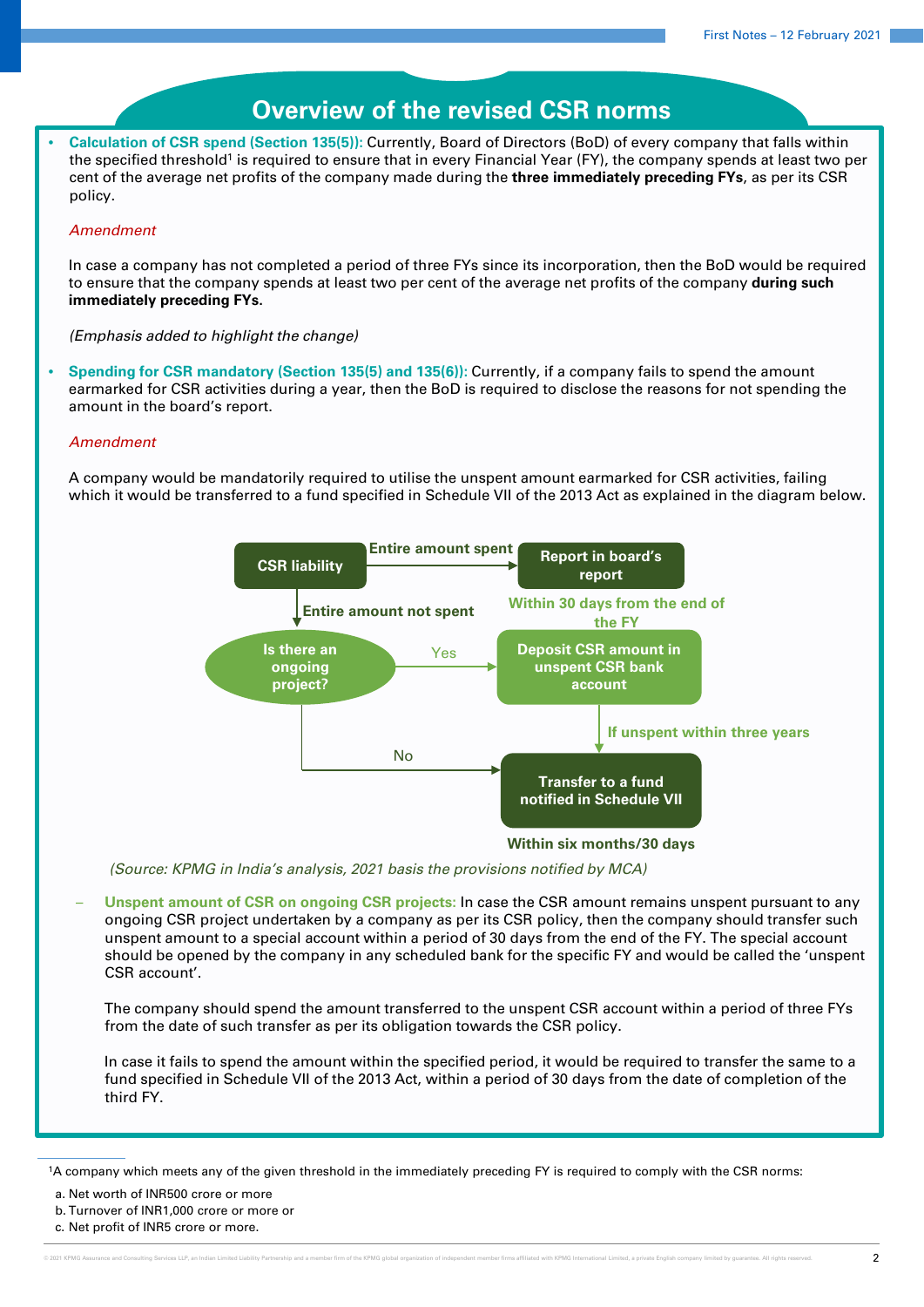# Overview of the revised CSR norms

- **Calculation of CSR spend (Section 135(5)):** Currently, Board of Directors (BoD) of every company that falls within the specified threshold[1] is required to ensure that in every Financial Year (FY), the company spends at least two per cent of the average net profits of the company made during the **three immediately preceding FYs**, as per its CSR policy.

  *Amendment*

  In case a company has not completed a period of three FYs since its incorporation, then the BoD would be required to ensure that the company spends at least two per cent of the average net profits of the company **during such immediately preceding FYs.**

  *(Emphasis added to highlight the change)*

- **Spending for CSR mandatory (Section 135(5) and 135(6)):** Currently, if a company fails to spend the amount earmarked for CSR activities during a year, then the BoD is required to disclose the reasons for not spending the amount in the board's report.

  *Amendment*

  A company would be mandatorily required to utilise the unspent amount earmarked for CSR activities, failing which it would be transferred to a fund specified in Schedule VII of the 2013 Act as explained in the diagram below.

**CSR liability** → *Entire amount spent* → **Report in board's report**

**CSR liability** → *Entire amount not spent* → **Is there an ongoing project?**

- Yes → **Deposit CSR amount in unspent CSR bank account** (Within 30 days from the end of the FY) → *If unspent within three years* → **Transfer to a fund notified in Schedule VII**
- No → **Transfer to a fund notified in Schedule VII**

Within six months/30 days

*(Source: KPMG in India's analysis, 2021 basis the provisions notified by MCA)*

  – **Unspent amount of CSR on ongoing CSR projects:** In case the CSR amount remains unspent pursuant to any ongoing CSR project undertaken by a company as per its CSR policy, then the company should transfer such unspent amount to a special account within a period of 30 days from the end of the FY. The special account should be opened by the company in any scheduled bank for the specific FY and would be called the 'unspent CSR account'.

    The company should spend the amount transferred to the unspent CSR account within a period of three FYs from the date of such transfer as per its obligation towards the CSR policy.

    In case it fails to spend the amount within the specified period, it would be required to transfer the same to a fund specified in Schedule VII of the 2013 Act, within a period of 30 days from the date of completion of the third FY.

---

[1]A company which meets any of the given threshold in the immediately preceding FY is required to comply with the CSR norms:

a. Net worth of INR500 crore or more

b. Turnover of INR1,000 crore or more or

c. Net profit of INR5 crore or more.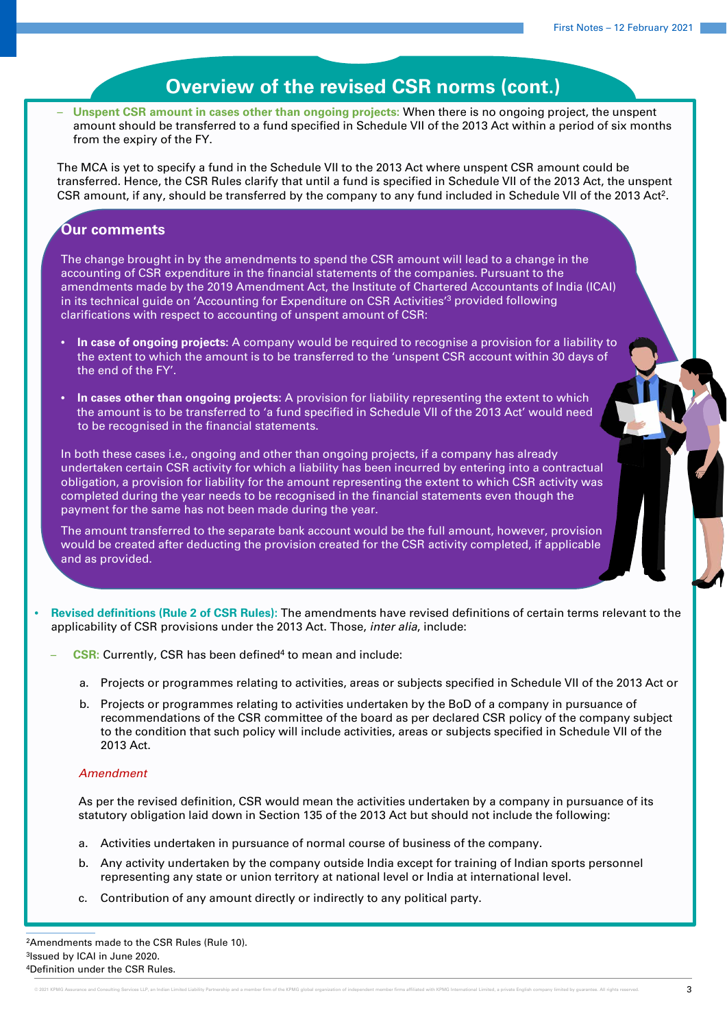## Overview of the revised CSR norms (cont.)

- **Unspent CSR amount in cases other than ongoing projects:** When there is no ongoing project, the unspent amount should be transferred to a fund specified in Schedule VII of the 2013 Act within a period of six months from the expiry of the FY.

The MCA is yet to specify a fund in the Schedule VII to the 2013 Act where unspent CSR amount could be transferred. Hence, the CSR Rules clarify that until a fund is specified in Schedule VII of the 2013 Act, the unspent CSR amount, if any, should be transferred by the company to any fund included in Schedule VII of the 2013 Act[2].

### Our comments

The change brought in by the amendments to spend the CSR amount will lead to a change in the accounting of CSR expenditure in the financial statements of the companies. Pursuant to the amendments made by the 2019 Amendment Act, the Institute of Chartered Accountants of India (ICAI) in its technical guide on 'Accounting for Expenditure on CSR Activities'[3] provided following clarifications with respect to accounting of unspent amount of CSR:

- **In case of ongoing projects:** A company would be required to recognise a provision for a liability to the extent to which the amount is to be transferred to the 'unspent CSR account within 30 days of the end of the FY'.
- **In cases other than ongoing projects:** A provision for liability representing the extent to which the amount is to be transferred to 'a fund specified in Schedule VII of the 2013 Act' would need to be recognised in the financial statements.

In both these cases i.e., ongoing and other than ongoing projects, if a company has already undertaken certain CSR activity for which a liability has been incurred by entering into a contractual obligation, a provision for liability for the amount representing the extent to which CSR activity was completed during the year needs to be recognised in the financial statements even though the payment for the same has not been made during the year.

The amount transferred to the separate bank account would be the full amount, however, provision would be created after deducting the provision created for the CSR activity completed, if applicable and as provided.

- **Revised definitions (Rule 2 of CSR Rules):** The amendments have revised definitions of certain terms relevant to the applicability of CSR provisions under the 2013 Act. Those, *inter alia*, include:
  - **CSR:** Currently, CSR has been defined[4] to mean and include:

    a. Projects or programmes relating to activities, areas or subjects specified in Schedule VII of the 2013 Act or

    b. Projects or programmes relating to activities undertaken by the BoD of a company in pursuance of recommendations of the CSR committee of the board as per declared CSR policy of the company subject to the condition that such policy will include activities, areas or subjects specified in Schedule VII of the 2013 Act.

    *Amendment*

    As per the revised definition, CSR would mean the activities undertaken by a company in pursuance of its statutory obligation laid down in Section 135 of the 2013 Act but should not include the following:

    a. Activities undertaken in pursuance of normal course of business of the company.

    b. Any activity undertaken by the company outside India except for training of Indian sports personnel representing any state or union territory at national level or India at international level.

    c. Contribution of any amount directly or indirectly to any political party.

---

[2]Amendments made to the CSR Rules (Rule 10).
[3]Issued by ICAI in June 2020.
[4]Definition under the CSR Rules.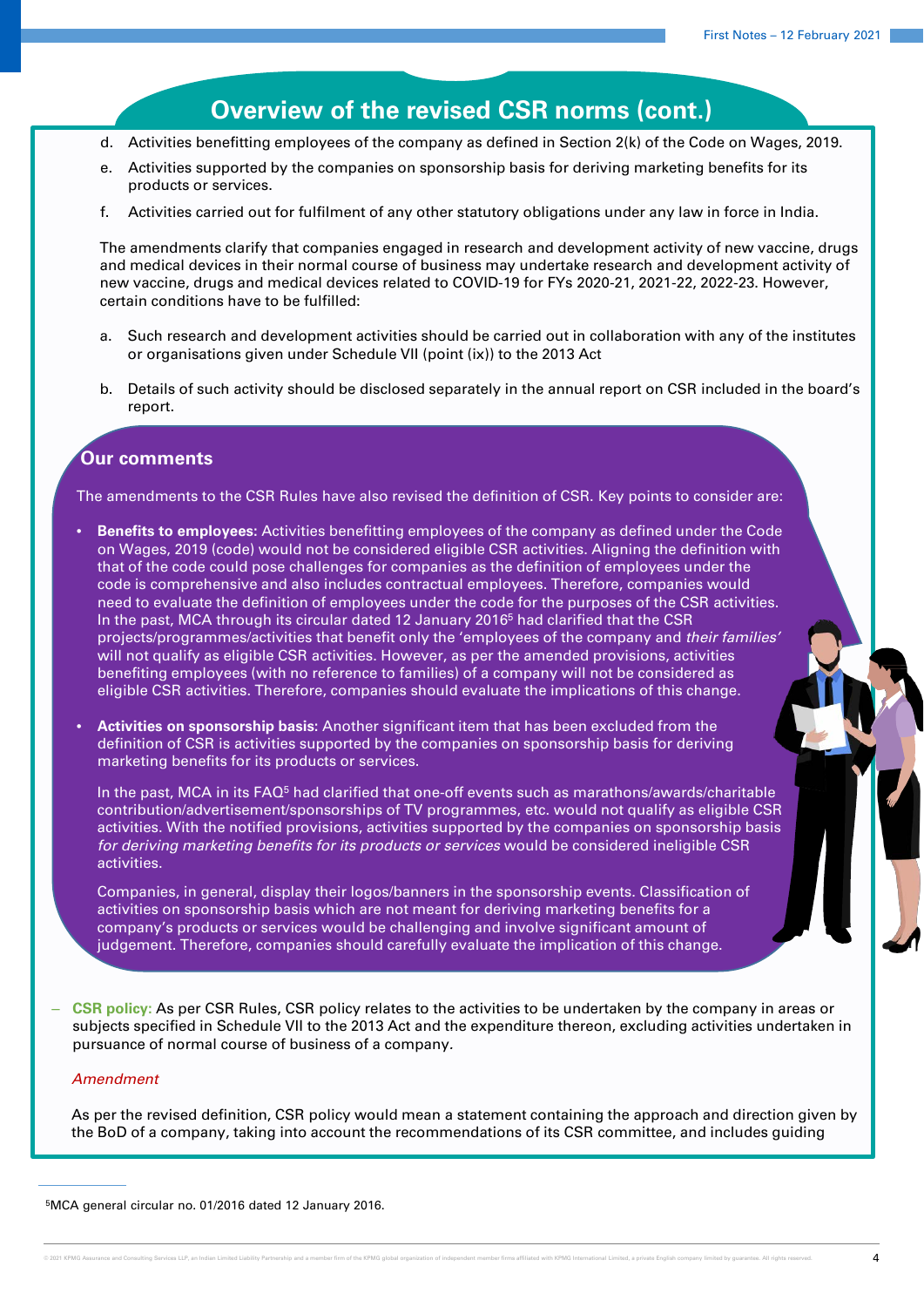## Overview of the revised CSR norms (cont.)

d. Activities benefitting employees of the company as defined in Section 2(k) of the Code on Wages, 2019.

e. Activities supported by the companies on sponsorship basis for deriving marketing benefits for its products or services.

f. Activities carried out for fulfilment of any other statutory obligations under any law in force in India.

The amendments clarify that companies engaged in research and development activity of new vaccine, drugs and medical devices in their normal course of business may undertake research and development activity of new vaccine, drugs and medical devices related to COVID-19 for FYs 2020-21, 2021-22, 2022-23. However, certain conditions have to be fulfilled:

a. Such research and development activities should be carried out in collaboration with any of the institutes or organisations given under Schedule VII (point (ix)) to the 2013 Act

b. Details of such activity should be disclosed separately in the annual report on CSR included in the board's report.

### Our comments

The amendments to the CSR Rules have also revised the definition of CSR. Key points to consider are:

- **Benefits to employees:** Activities benefitting employees of the company as defined under the Code on Wages, 2019 (code) would not be considered eligible CSR activities. Aligning the definition with that of the code could pose challenges for companies as the definition of employees under the code is comprehensive and also includes contractual employees. Therefore, companies would need to evaluate the definition of employees under the code for the purposes of the CSR activities. In the past, MCA through its circular dated 12 January 2016[5] had clarified that the CSR projects/programmes/activities that benefit only the 'employees of the company and *their families'* will not qualify as eligible CSR activities. However, as per the amended provisions, activities benefiting employees (with no reference to families) of a company will not be considered as eligible CSR activities. Therefore, companies should evaluate the implications of this change.

- **Activities on sponsorship basis:** Another significant item that has been excluded from the definition of CSR is activities supported by the companies on sponsorship basis for deriving marketing benefits for its products or services.

  In the past, MCA in its FAQ[5] had clarified that one-off events such as marathons/awards/charitable contribution/advertisement/sponsorships of TV programmes, etc. would not qualify as eligible CSR activities. With the notified provisions, activities supported by the companies on sponsorship basis *for deriving marketing benefits for its products or services* would be considered ineligible CSR activities.

  Companies, in general, display their logos/banners in the sponsorship events. Classification of activities on sponsorship basis which are not meant for deriving marketing benefits for a company's products or services would be challenging and involve significant amount of judgement. Therefore, companies should carefully evaluate the implication of this change.

– **CSR policy:** As per CSR Rules, CSR policy relates to the activities to be undertaken by the company in areas or subjects specified in Schedule VII to the 2013 Act and the expenditure thereon, excluding activities undertaken in pursuance of normal course of business of a company.

*Amendment*

As per the revised definition, CSR policy would mean a statement containing the approach and direction given by the BoD of a company, taking into account the recommendations of its CSR committee, and includes guiding

---

[5]MCA general circular no. 01/2016 dated 12 January 2016.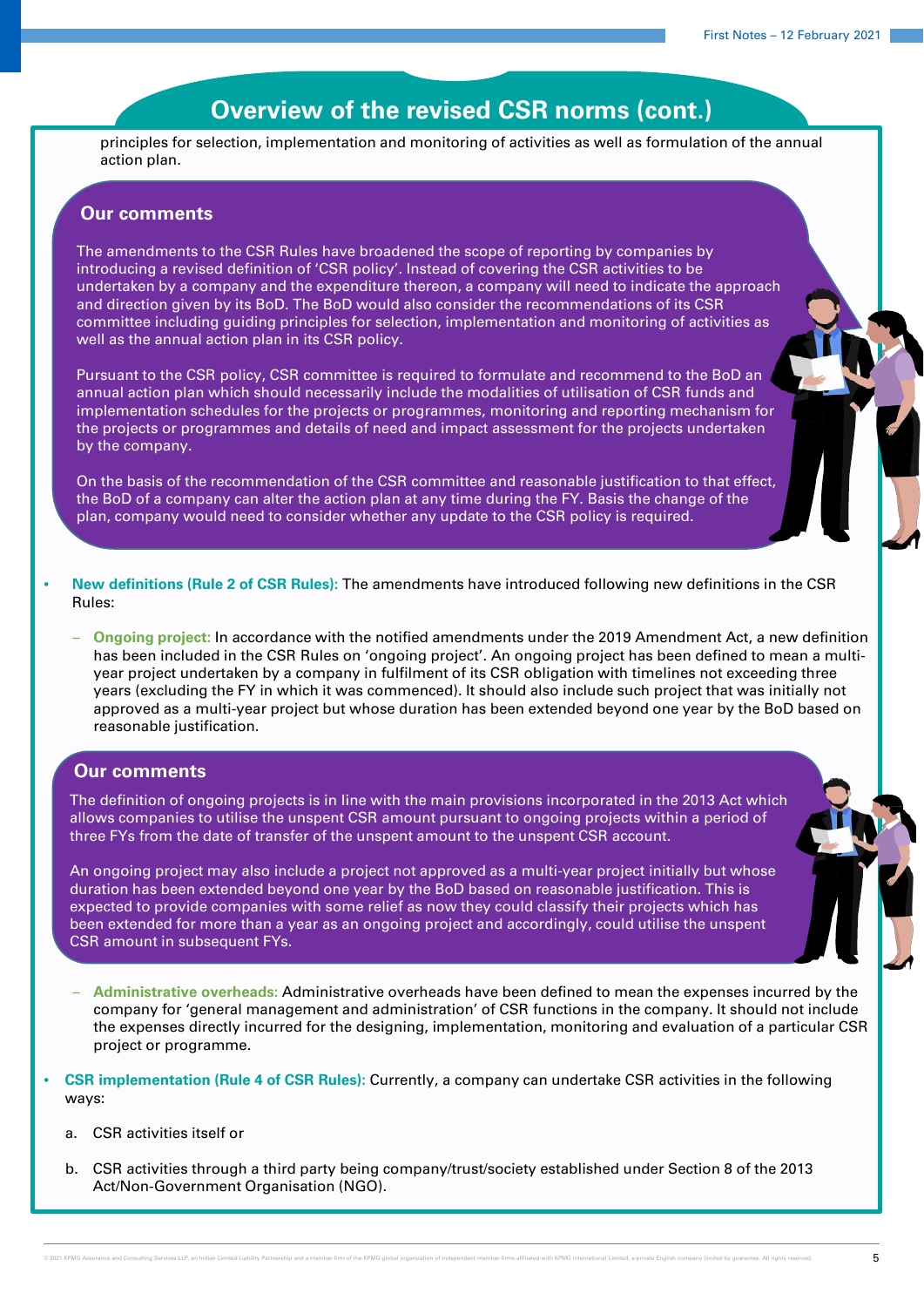## Overview of the revised CSR norms (cont.)

principles for selection, implementation and monitoring of activities as well as formulation of the annual action plan.

### Our comments

The amendments to the CSR Rules have broadened the scope of reporting by companies by introducing a revised definition of 'CSR policy'. Instead of covering the CSR activities to be undertaken by a company and the expenditure thereon, a company will need to indicate the approach and direction given by its BoD. The BoD would also consider the recommendations of its CSR committee including guiding principles for selection, implementation and monitoring of activities as well as the annual action plan in its CSR policy.

Pursuant to the CSR policy, CSR committee is required to formulate and recommend to the BoD an annual action plan which should necessarily include the modalities of utilisation of CSR funds and implementation schedules for the projects or programmes, monitoring and reporting mechanism for the projects or programmes and details of need and impact assessment for the projects undertaken by the company.

On the basis of the recommendation of the CSR committee and reasonable justification to that effect, the BoD of a company can alter the action plan at any time during the FY. Basis the change of the plan, company would need to consider whether any update to the CSR policy is required.

- **New definitions (Rule 2 of CSR Rules)**: The amendments have introduced following new definitions in the CSR Rules:
  - **Ongoing project:** In accordance with the notified amendments under the 2019 Amendment Act, a new definition has been included in the CSR Rules on 'ongoing project'. An ongoing project has been defined to mean a multi-year project undertaken by a company in fulfilment of its CSR obligation with timelines not exceeding three years (excluding the FY in which it was commenced). It should also include such project that was initially not approved as a multi-year project but whose duration has been extended beyond one year by the BoD based on reasonable justification.

### Our comments

The definition of ongoing projects is in line with the main provisions incorporated in the 2013 Act which allows companies to utilise the unspent CSR amount pursuant to ongoing projects within a period of three FYs from the date of transfer of the unspent amount to the unspent CSR account.

An ongoing project may also include a project not approved as a multi-year project initially but whose duration has been extended beyond one year by the BoD based on reasonable justification. This is expected to provide companies with some relief as now they could classify their projects which has been extended for more than a year as an ongoing project and accordingly, could utilise the unspent CSR amount in subsequent FYs.

  - **Administrative overheads:** Administrative overheads have been defined to mean the expenses incurred by the company for 'general management and administration' of CSR functions in the company. It should not include the expenses directly incurred for the designing, implementation, monitoring and evaluation of a particular CSR project or programme.

- **CSR implementation (Rule 4 of CSR Rules):** Currently, a company can undertake CSR activities in the following ways:

  a. CSR activities itself or

  b. CSR activities through a third party being company/trust/society established under Section 8 of the 2013 Act/Non-Government Organisation (NGO).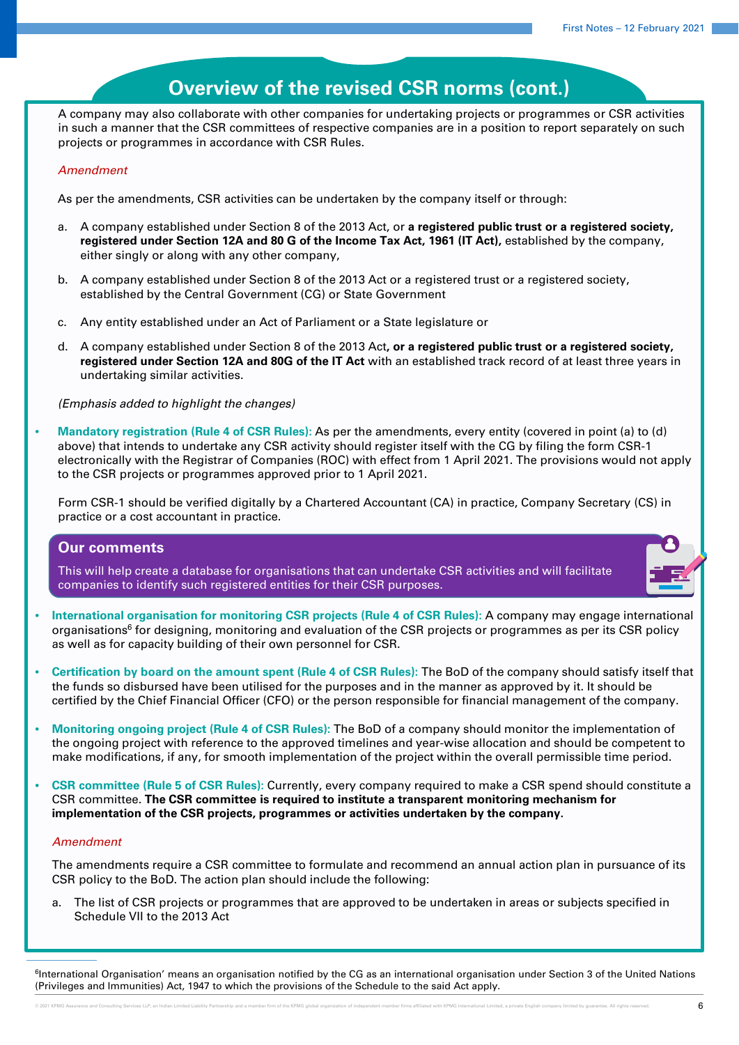## Overview of the revised CSR norms (cont.)

A company may also collaborate with other companies for undertaking projects or programmes or CSR activities in such a manner that the CSR committees of respective companies are in a position to report separately on such projects or programmes in accordance with CSR Rules.

*Amendment*

As per the amendments, CSR activities can be undertaken by the company itself or through:

a. A company established under Section 8 of the 2013 Act, or **a registered public trust or a registered society, registered under Section 12A and 80 G of the Income Tax Act, 1961 (IT Act),** established by the company, either singly or along with any other company,

b. A company established under Section 8 of the 2013 Act or a registered trust or a registered society, established by the Central Government (CG) or State Government

c. Any entity established under an Act of Parliament or a State legislature or

d. A company established under Section 8 of the 2013 Act**, or a registered public trust or a registered society, registered under Section 12A and 80G of the IT Act** with an established track record of at least three years in undertaking similar activities.

*(Emphasis added to highlight the changes)*

- **Mandatory registration (Rule 4 of CSR Rules):** As per the amendments, every entity (covered in point (a) to (d) above) that intends to undertake any CSR activity should register itself with the CG by filing the form CSR-1 electronically with the Registrar of Companies (ROC) with effect from 1 April 2021. The provisions would not apply to the CSR projects or programmes approved prior to 1 April 2021.

  Form CSR-1 should be verified digitally by a Chartered Accountant (CA) in practice, Company Secretary (CS) in practice or a cost accountant in practice.

> **Our comments**
>
> This will help create a database for organisations that can undertake CSR activities and will facilitate companies to identify such registered entities for their CSR purposes.

- **International organisation for monitoring CSR projects (Rule 4 of CSR Rules):** A company may engage international organisations[6] for designing, monitoring and evaluation of the CSR projects or programmes as per its CSR policy as well as for capacity building of their own personnel for CSR.

- **Certification by board on the amount spent (Rule 4 of CSR Rules):** The BoD of the company should satisfy itself that the funds so disbursed have been utilised for the purposes and in the manner as approved by it. It should be certified by the Chief Financial Officer (CFO) or the person responsible for financial management of the company.

- **Monitoring ongoing project (Rule 4 of CSR Rules):** The BoD of a company should monitor the implementation of the ongoing project with reference to the approved timelines and year-wise allocation and should be competent to make modifications, if any, for smooth implementation of the project within the overall permissible time period.

- **CSR committee (Rule 5 of CSR Rules):** Currently, every company required to make a CSR spend should constitute a CSR committee. **The CSR committee is required to institute a transparent monitoring mechanism for implementation of the CSR projects, programmes or activities undertaken by the company.**

  *Amendment*

  The amendments require a CSR committee to formulate and recommend an annual action plan in pursuance of its CSR policy to the BoD. The action plan should include the following:

  a. The list of CSR projects or programmes that are approved to be undertaken in areas or subjects specified in Schedule VII to the 2013 Act

---

[6]International Organisation' means an organisation notified by the CG as an international organisation under Section 3 of the United Nations (Privileges and Immunities) Act, 1947 to which the provisions of the Schedule to the said Act apply.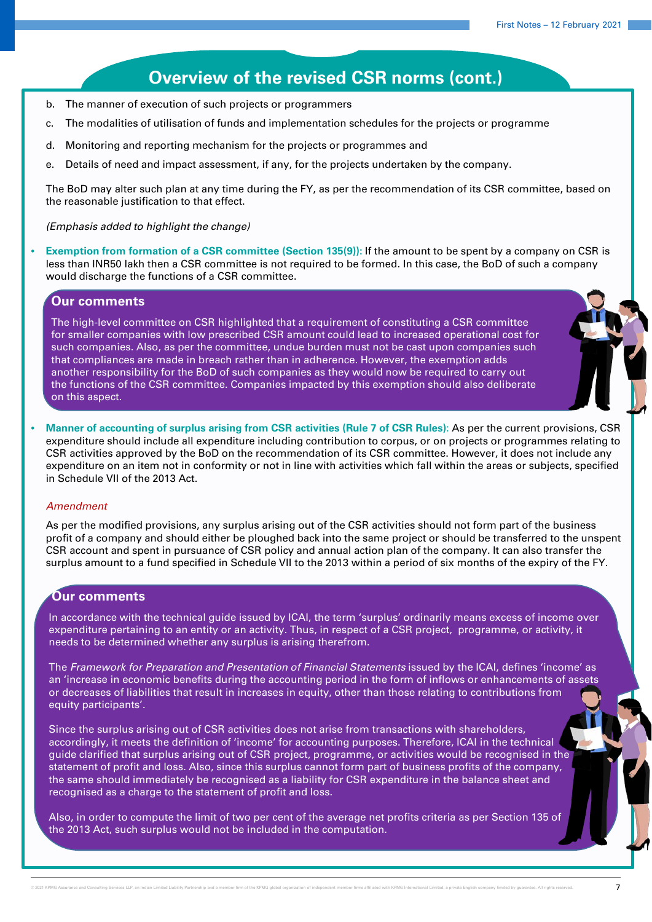## Overview of the revised CSR norms (cont.)

b. The manner of execution of such projects or programmers

c. The modalities of utilisation of funds and implementation schedules for the projects or programme

d. Monitoring and reporting mechanism for the projects or programmes and

e. Details of need and impact assessment, if any, for the projects undertaken by the company.

The BoD may alter such plan at any time during the FY, as per the recommendation of its CSR committee, based on the reasonable justification to that effect.

*(Emphasis added to highlight the change)*

- **Exemption from formation of a CSR committee (Section 135(9)):** If the amount to be spent by a company on CSR is less than INR50 lakh then a CSR committee is not required to be formed. In this case, the BoD of such a company would discharge the functions of a CSR committee.

### Our comments

The high-level committee on CSR highlighted that a requirement of constituting a CSR committee for smaller companies with low prescribed CSR amount could lead to increased operational cost for such companies. Also, as per the committee, undue burden must not be cast upon companies such that compliances are made in breach rather than in adherence. However, the exemption adds another responsibility for the BoD of such companies as they would now be required to carry out the functions of the CSR committee. Companies impacted by this exemption should also deliberate on this aspect.

- **Manner of accounting of surplus arising from CSR activities (Rule 7 of CSR Rules):** As per the current provisions, CSR expenditure should include all expenditure including contribution to corpus, or on projects or programmes relating to CSR activities approved by the BoD on the recommendation of its CSR committee. However, it does not include any expenditure on an item not in conformity or not in line with activities which fall within the areas or subjects, specified in Schedule VII of the 2013 Act.

*Amendment*

As per the modified provisions, any surplus arising out of the CSR activities should not form part of the business profit of a company and should either be ploughed back into the same project or should be transferred to the unspent CSR account and spent in pursuance of CSR policy and annual action plan of the company. It can also transfer the surplus amount to a fund specified in Schedule VII to the 2013 within a period of six months of the expiry of the FY.

### Our comments

In accordance with the technical guide issued by ICAI, the term 'surplus' ordinarily means excess of income over expenditure pertaining to an entity or an activity. Thus, in respect of a CSR project, programme, or activity, it needs to be determined whether any surplus is arising therefrom.

The *Framework for Preparation and Presentation of Financial Statements* issued by the ICAI, defines 'income' as an 'increase in economic benefits during the accounting period in the form of inflows or enhancements of assets or decreases of liabilities that result in increases in equity, other than those relating to contributions from equity participants'.

Since the surplus arising out of CSR activities does not arise from transactions with shareholders, accordingly, it meets the definition of 'income' for accounting purposes. Therefore, ICAI in the technical guide clarified that surplus arising out of CSR project, programme, or activities would be recognised in the statement of profit and loss. Also, since this surplus cannot form part of business profits of the company, the same should immediately be recognised as a liability for CSR expenditure in the balance sheet and recognised as a charge to the statement of profit and loss.

Also, in order to compute the limit of two per cent of the average net profits criteria as per Section 135 of the 2013 Act, such surplus would not be included in the computation.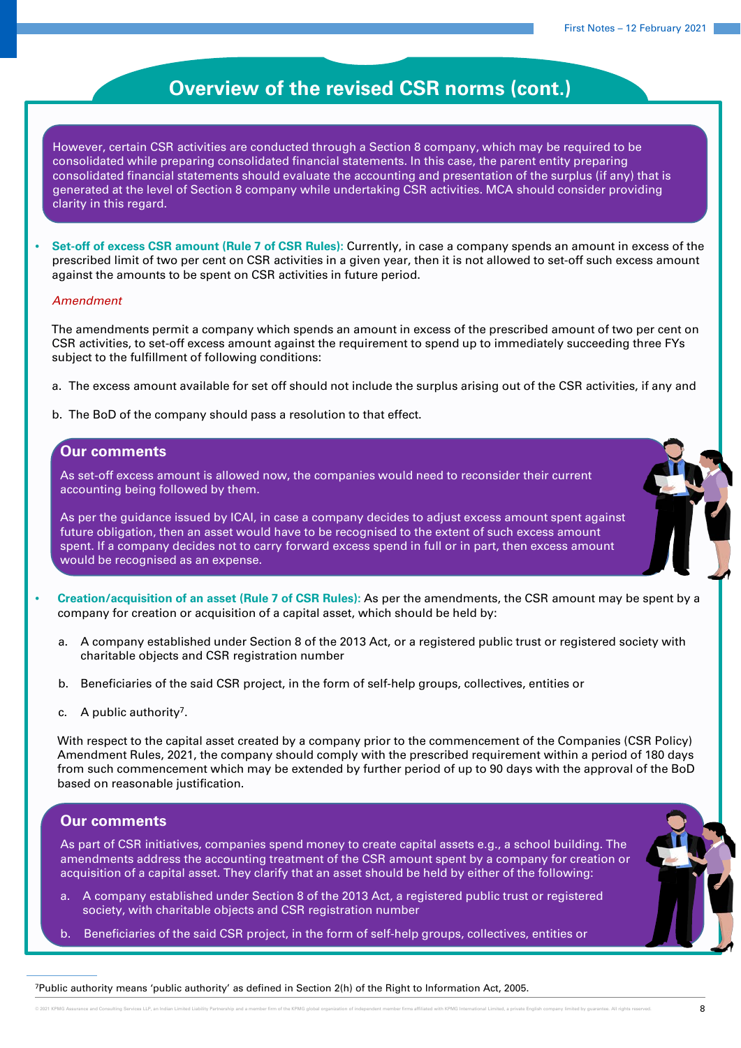## Overview of the revised CSR norms (cont.)

However, certain CSR activities are conducted through a Section 8 company, which may be required to be consolidated while preparing consolidated financial statements. In this case, the parent entity preparing consolidated financial statements should evaluate the accounting and presentation of the surplus (if any) that is generated at the level of Section 8 company while undertaking CSR activities. MCA should consider providing clarity in this regard.

- **Set-off of excess CSR amount (Rule 7 of CSR Rules):** Currently, in case a company spends an amount in excess of the prescribed limit of two per cent on CSR activities in a given year, then it is not allowed to set-off such excess amount against the amounts to be spent on CSR activities in future period.

  *Amendment*

  The amendments permit a company which spends an amount in excess of the prescribed amount of two per cent on CSR activities, to set-off excess amount against the requirement to spend up to immediately succeeding three FYs subject to the fulfillment of following conditions:

  a. The excess amount available for set off should not include the surplus arising out of the CSR activities, if any and

  b. The BoD of the company should pass a resolution to that effect.

### Our comments

As set-off excess amount is allowed now, the companies would need to reconsider their current accounting being followed by them.

As per the guidance issued by ICAI, in case a company decides to adjust excess amount spent against future obligation, then an asset would have to be recognised to the extent of such excess amount spent. If a company decides not to carry forward excess spend in full or in part, then excess amount would be recognised as an expense.

- **Creation/acquisition of an asset (Rule 7 of CSR Rules):** As per the amendments, the CSR amount may be spent by a company for creation or acquisition of a capital asset, which should be held by:

  a. A company established under Section 8 of the 2013 Act, or a registered public trust or registered society with charitable objects and CSR registration number

  b. Beneficiaries of the said CSR project, in the form of self-help groups, collectives, entities or

  c. A public authority[7].

  With respect to the capital asset created by a company prior to the commencement of the Companies (CSR Policy) Amendment Rules, 2021, the company should comply with the prescribed requirement within a period of 180 days from such commencement which may be extended by further period of up to 90 days with the approval of the BoD based on reasonable justification.

### Our comments

As part of CSR initiatives, companies spend money to create capital assets e.g., a school building. The amendments address the accounting treatment of the CSR amount spent by a company for creation or acquisition of a capital asset. They clarify that an asset should be held by either of the following:

a. A company established under Section 8 of the 2013 Act, a registered public trust or registered society, with charitable objects and CSR registration number

b. Beneficiaries of the said CSR project, in the form of self-help groups, collectives, entities or

[7] Public authority means 'public authority' as defined in Section 2(h) of the Right to Information Act, 2005.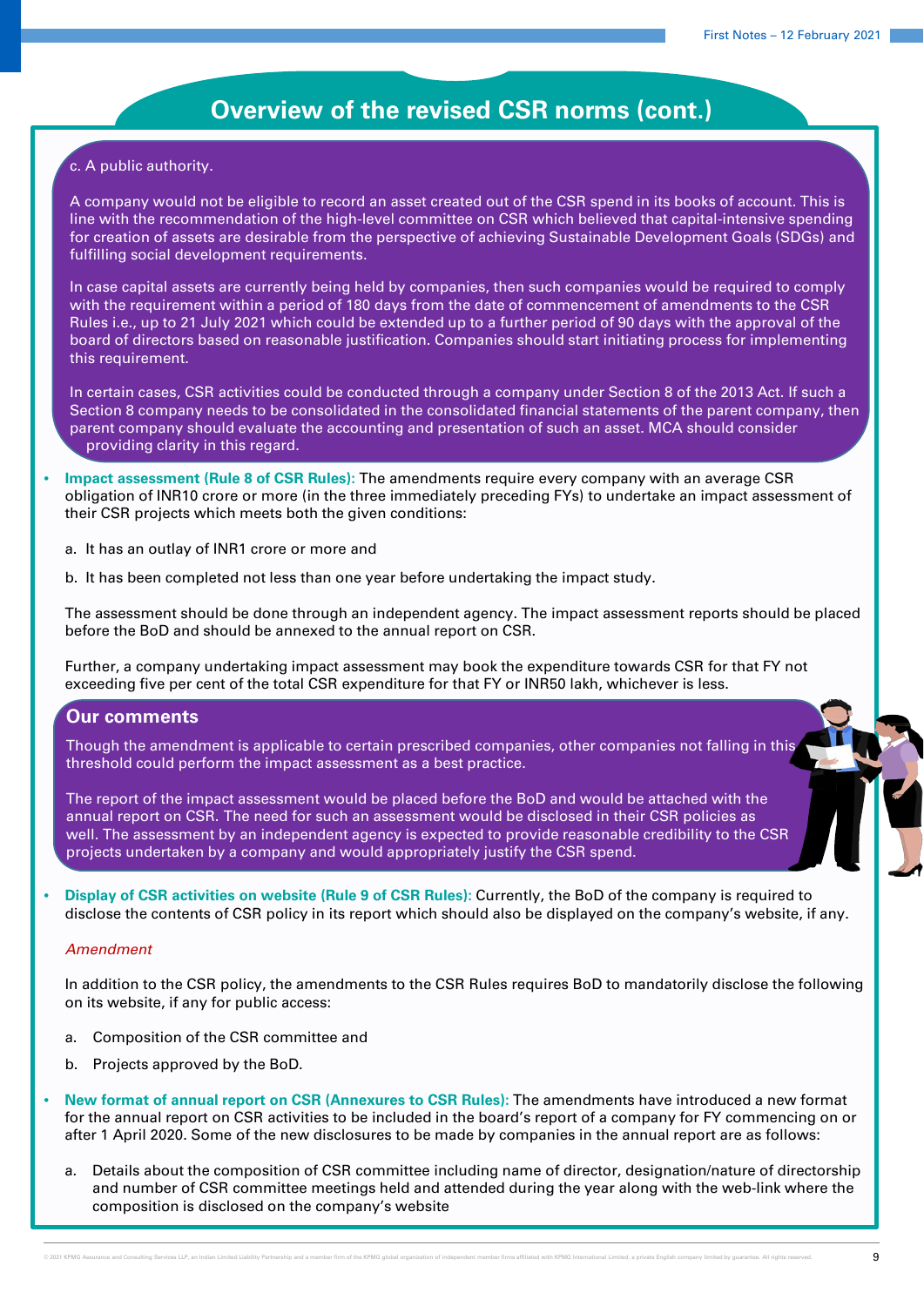## Overview of the revised CSR norms (cont.)

c. A public authority.

A company would not be eligible to record an asset created out of the CSR spend in its books of account. This is line with the recommendation of the high-level committee on CSR which believed that capital-intensive spending for creation of assets are desirable from the perspective of achieving Sustainable Development Goals (SDGs) and fulfilling social development requirements.

In case capital assets are currently being held by companies, then such companies would be required to comply with the requirement within a period of 180 days from the date of commencement of amendments to the CSR Rules i.e., up to 21 July 2021 which could be extended up to a further period of 90 days with the approval of the board of directors based on reasonable justification. Companies should start initiating process for implementing this requirement.

In certain cases, CSR activities could be conducted through a company under Section 8 of the 2013 Act. If such a Section 8 company needs to be consolidated in the consolidated financial statements of the parent company, then parent company should evaluate the accounting and presentation of such an asset. MCA should consider providing clarity in this regard.

- **Impact assessment (Rule 8 of CSR Rules):** The amendments require every company with an average CSR obligation of INR10 crore or more (in the three immediately preceding FYs) to undertake an impact assessment of their CSR projects which meets both the given conditions:

  a. It has an outlay of INR1 crore or more and

  b. It has been completed not less than one year before undertaking the impact study.

  The assessment should be done through an independent agency. The impact assessment reports should be placed before the BoD and should be annexed to the annual report on CSR.

  Further, a company undertaking impact assessment may book the expenditure towards CSR for that FY not exceeding five per cent of the total CSR expenditure for that FY or INR50 lakh, whichever is less.

### Our comments

Though the amendment is applicable to certain prescribed companies, other companies not falling in this threshold could perform the impact assessment as a best practice.

The report of the impact assessment would be placed before the BoD and would be attached with the annual report on CSR. The need for such an assessment would be disclosed in their CSR policies as well. The assessment by an independent agency is expected to provide reasonable credibility to the CSR projects undertaken by a company and would appropriately justify the CSR spend.

- **Display of CSR activities on website (Rule 9 of CSR Rules):** Currently, the BoD of the company is required to disclose the contents of CSR policy in its report which should also be displayed on the company's website, if any.

  *Amendment*

  In addition to the CSR policy, the amendments to the CSR Rules requires BoD to mandatorily disclose the following on its website, if any for public access:

  a. Composition of the CSR committee and

  b. Projects approved by the BoD.

- **New format of annual report on CSR (Annexures to CSR Rules):** The amendments have introduced a new format for the annual report on CSR activities to be included in the board's report of a company for FY commencing on or after 1 April 2020. Some of the new disclosures to be made by companies in the annual report are as follows:

  a. Details about the composition of CSR committee including name of director, designation/nature of directorship and number of CSR committee meetings held and attended during the year along with the web-link where the composition is disclosed on the company's website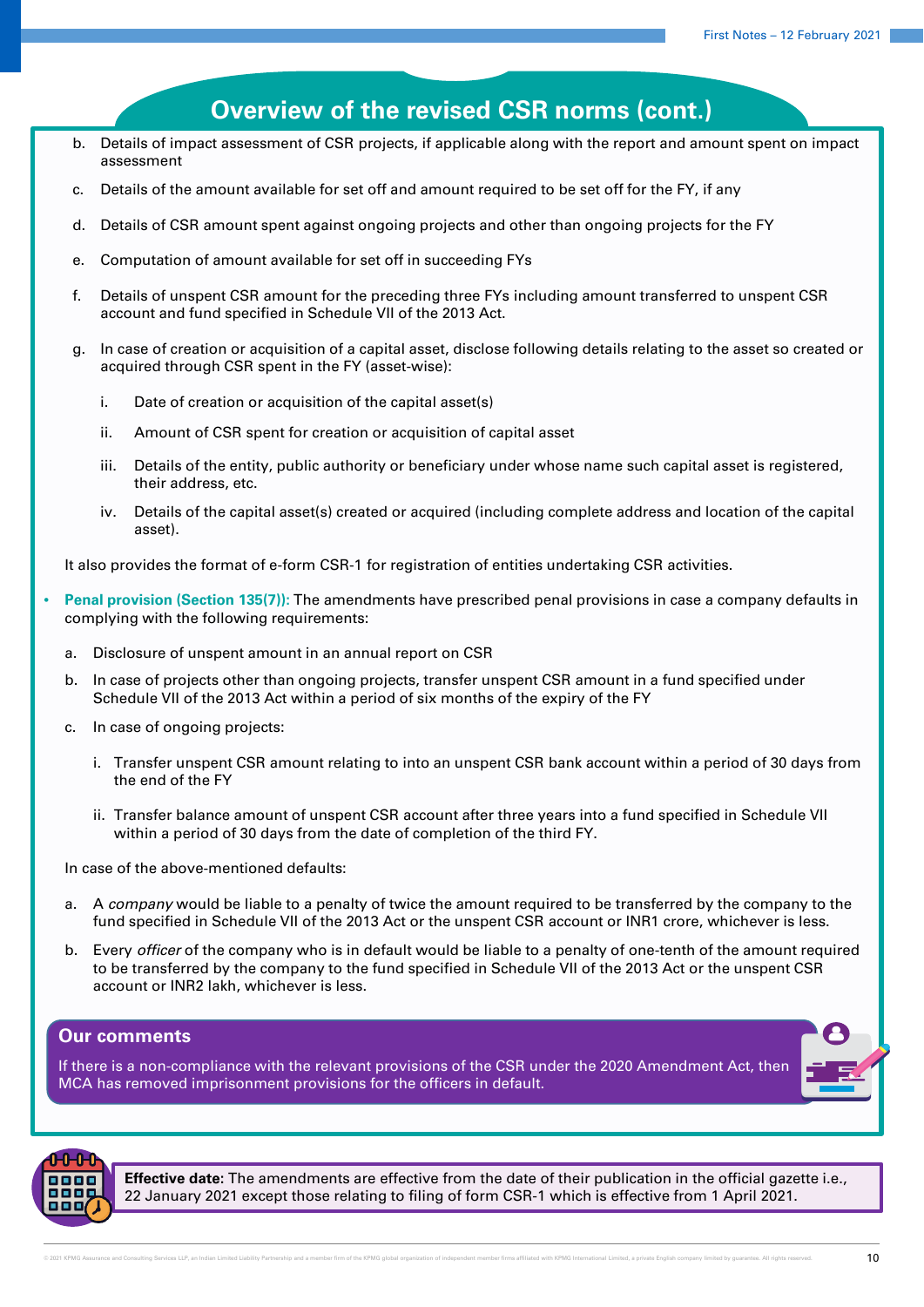## Overview of the revised CSR norms (cont.)

b. Details of impact assessment of CSR projects, if applicable along with the report and amount spent on impact assessment

c. Details of the amount available for set off and amount required to be set off for the FY, if any

d. Details of CSR amount spent against ongoing projects and other than ongoing projects for the FY

e. Computation of amount available for set off in succeeding FYs

f. Details of unspent CSR amount for the preceding three FYs including amount transferred to unspent CSR account and fund specified in Schedule VII of the 2013 Act.

g. In case of creation or acquisition of a capital asset, disclose following details relating to the asset so created or acquired through CSR spent in the FY (asset-wise):

   i. Date of creation or acquisition of the capital asset(s)

   ii. Amount of CSR spent for creation or acquisition of capital asset

   iii. Details of the entity, public authority or beneficiary under whose name such capital asset is registered, their address, etc.

   iv. Details of the capital asset(s) created or acquired (including complete address and location of the capital asset).

It also provides the format of e-form CSR-1 for registration of entities undertaking CSR activities.

- **Penal provision (Section 135(7)):** The amendments have prescribed penal provisions in case a company defaults in complying with the following requirements:

  a. Disclosure of unspent amount in an annual report on CSR

  b. In case of projects other than ongoing projects, transfer unspent CSR amount in a fund specified under Schedule VII of the 2013 Act within a period of six months of the expiry of the FY

  c. In case of ongoing projects:

     i. Transfer unspent CSR amount relating to into an unspent CSR bank account within a period of 30 days from the end of the FY

     ii. Transfer balance amount of unspent CSR account after three years into a fund specified in Schedule VII within a period of 30 days from the date of completion of the third FY.

  In case of the above-mentioned defaults:

  a. A *company* would be liable to a penalty of twice the amount required to be transferred by the company to the fund specified in Schedule VII of the 2013 Act or the unspent CSR account or INR1 crore, whichever is less.

  b. Every *officer* of the company who is in default would be liable to a penalty of one-tenth of the amount required to be transferred by the company to the fund specified in Schedule VII of the 2013 Act or the unspent CSR account or INR2 lakh, whichever is less.

### Our comments

If there is a non-compliance with the relevant provisions of the CSR under the 2020 Amendment Act, then MCA has removed imprisonment provisions for the officers in default.

**Effective date:** The amendments are effective from the date of their publication in the official gazette i.e., 22 January 2021 except those relating to filing of form CSR-1 which is effective from 1 April 2021.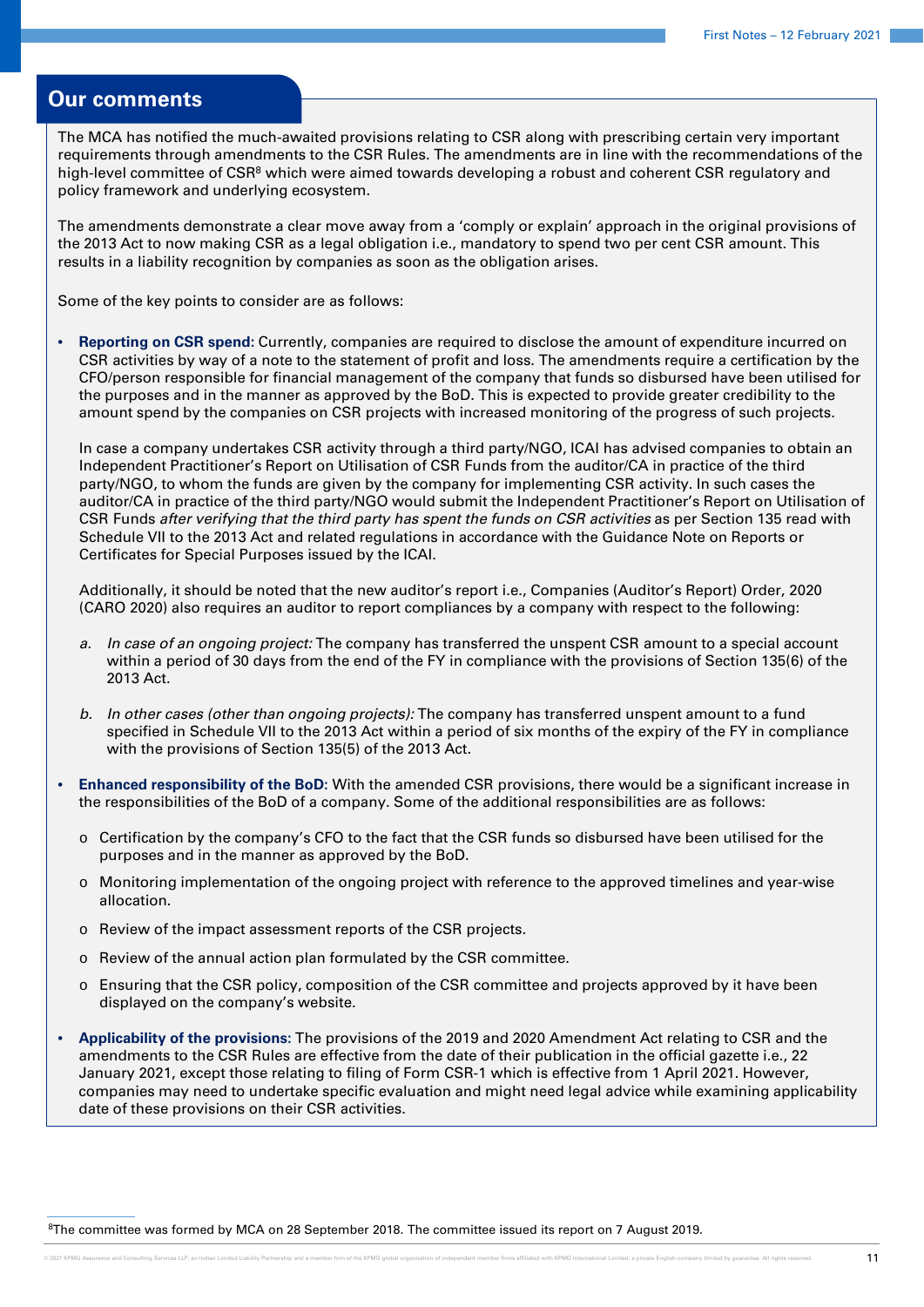## Our comments

The MCA has notified the much-awaited provisions relating to CSR along with prescribing certain very important requirements through amendments to the CSR Rules. The amendments are in line with the recommendations of the high-level committee of CSR[8] which were aimed towards developing a robust and coherent CSR regulatory and policy framework and underlying ecosystem.

The amendments demonstrate a clear move away from a 'comply or explain' approach in the original provisions of the 2013 Act to now making CSR as a legal obligation i.e., mandatory to spend two per cent CSR amount. This results in a liability recognition by companies as soon as the obligation arises.

Some of the key points to consider are as follows:

- **Reporting on CSR spend:** Currently, companies are required to disclose the amount of expenditure incurred on CSR activities by way of a note to the statement of profit and loss. The amendments require a certification by the CFO/person responsible for financial management of the company that funds so disbursed have been utilised for the purposes and in the manner as approved by the BoD. This is expected to provide greater credibility to the amount spend by the companies on CSR projects with increased monitoring of the progress of such projects.

  In case a company undertakes CSR activity through a third party/NGO, ICAI has advised companies to obtain an Independent Practitioner's Report on Utilisation of CSR Funds from the auditor/CA in practice of the third party/NGO, to whom the funds are given by the company for implementing CSR activity. In such cases the auditor/CA in practice of the third party/NGO would submit the Independent Practitioner's Report on Utilisation of CSR Funds *after verifying that the third party has spent the funds on CSR activities* as per Section 135 read with Schedule VII to the 2013 Act and related regulations in accordance with the Guidance Note on Reports or Certificates for Special Purposes issued by the ICAI.

  Additionally, it should be noted that the new auditor's report i.e., Companies (Auditor's Report) Order, 2020 (CARO 2020) also requires an auditor to report compliances by a company with respect to the following:

  a. *In case of an ongoing project:* The company has transferred the unspent CSR amount to a special account within a period of 30 days from the end of the FY in compliance with the provisions of Section 135(6) of the 2013 Act.

  b. *In other cases (other than ongoing projects):* The company has transferred unspent amount to a fund specified in Schedule VII to the 2013 Act within a period of six months of the expiry of the FY in compliance with the provisions of Section 135(5) of the 2013 Act.

- **Enhanced responsibility of the BoD:** With the amended CSR provisions, there would be a significant increase in the responsibilities of the BoD of a company. Some of the additional responsibilities are as follows:

  - Certification by the company's CFO to the fact that the CSR funds so disbursed have been utilised for the purposes and in the manner as approved by the BoD.
  - Monitoring implementation of the ongoing project with reference to the approved timelines and year-wise allocation.
  - Review of the impact assessment reports of the CSR projects.
  - Review of the annual action plan formulated by the CSR committee.
  - Ensuring that the CSR policy, composition of the CSR committee and projects approved by it have been displayed on the company's website.

- **Applicability of the provisions:** The provisions of the 2019 and 2020 Amendment Act relating to CSR and the amendments to the CSR Rules are effective from the date of their publication in the official gazette i.e., 22 January 2021, except those relating to filing of Form CSR-1 which is effective from 1 April 2021. However, companies may need to undertake specific evaluation and might need legal advice while examining applicability date of these provisions on their CSR activities.

[8] The committee was formed by MCA on 28 September 2018. The committee issued its report on 7 August 2019.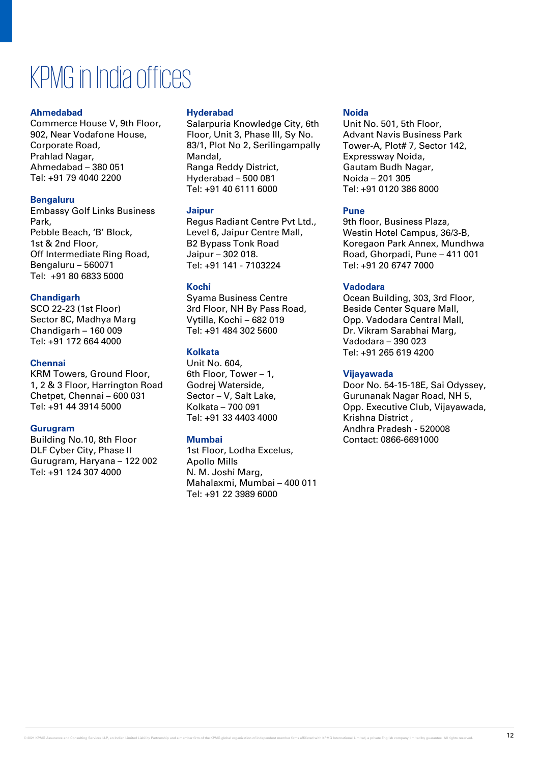# KPMG in India offices

**Ahmedabad**
Commerce House V, 9th Floor,
902, Near Vodafone House,
Corporate Road,
Prahlad Nagar,
Ahmedabad – 380 051
Tel: +91 79 4040 2200

**Bengaluru**
Embassy Golf Links Business Park,
Pebble Beach, 'B' Block,
1st & 2nd Floor,
Off Intermediate Ring Road,
Bengaluru – 560071
Tel: +91 80 6833 5000

**Chandigarh**
SCO 22-23 (1st Floor)
Sector 8C, Madhya Marg
Chandigarh – 160 009
Tel: +91 172 664 4000

**Chennai**
KRM Towers, Ground Floor,
1, 2 & 3 Floor, Harrington Road
Chetpet, Chennai – 600 031
Tel: +91 44 3914 5000

**Gurugram**
Building No.10, 8th Floor
DLF Cyber City, Phase II
Gurugram, Haryana – 122 002
Tel: +91 124 307 4000

**Hyderabad**
Salarpuria Knowledge City, 6th Floor, Unit 3, Phase III, Sy No. 83/1, Plot No 2, Serilingampally Mandal,
Ranga Reddy District,
Hyderabad – 500 081
Tel: +91 40 6111 6000

**Jaipur**
Regus Radiant Centre Pvt Ltd.,
Level 6, Jaipur Centre Mall,
B2 Bypass Tonk Road
Jaipur – 302 018.
Tel: +91 141 - 7103224

**Kochi**
Syama Business Centre
3rd Floor, NH By Pass Road,
Vytilla, Kochi – 682 019
Tel: +91 484 302 5600

**Kolkata**
Unit No. 604,
6th Floor, Tower – 1,
Godrej Waterside,
Sector – V, Salt Lake,
Kolkata – 700 091
Tel: +91 33 4403 4000

**Mumbai**
1st Floor, Lodha Excelus,
Apollo Mills
N. M. Joshi Marg,
Mahalaxmi, Mumbai – 400 011
Tel: +91 22 3989 6000

**Noida**
Unit No. 501, 5th Floor,
Advant Navis Business Park
Tower-A, Plot# 7, Sector 142,
Expressway Noida,
Gautam Budh Nagar,
Noida – 201 305
Tel: +91 0120 386 8000

**Pune**
9th floor, Business Plaza,
Westin Hotel Campus, 36/3-B,
Koregaon Park Annex, Mundhwa Road, Ghorpadi, Pune – 411 001
Tel: +91 20 6747 7000

**Vadodara**
Ocean Building, 303, 3rd Floor,
Beside Center Square Mall,
Opp. Vadodara Central Mall,
Dr. Vikram Sarabhai Marg,
Vadodara – 390 023
Tel: +91 265 619 4200

**Vijayawada**
Door No. 54-15-18E, Sai Odyssey,
Gurunanak Nagar Road, NH 5,
Opp. Executive Club, Vijayawada,
Krishna District ,
Andhra Pradesh - 520008
Contact: 0866-6691000

© 2021 KPMG Assurance and Consulting Services LLP, an Indian Limited Liability Partnership and a member firm of the KPMG global organization of independent member firms affiliated with KPMG International Limited, a private English company limited by guarantee. All rights reserved.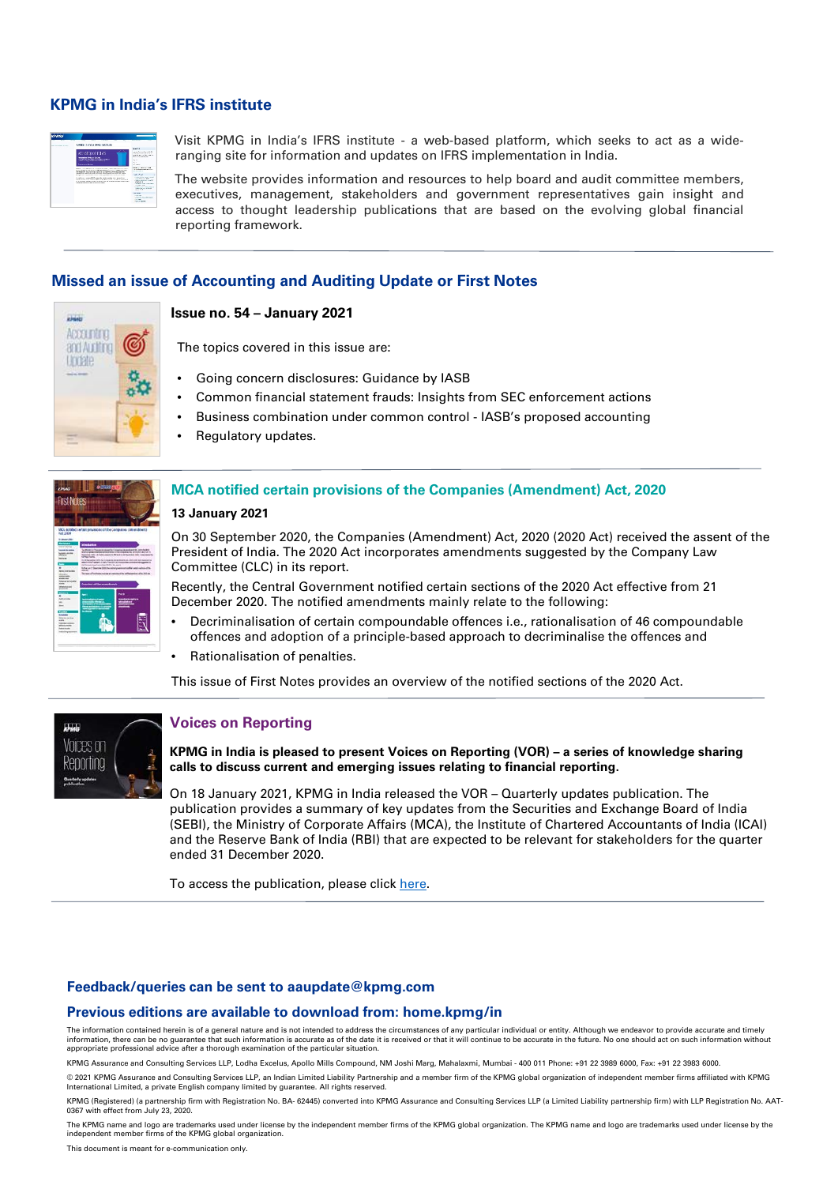## KPMG in India's IFRS institute

Visit KPMG in India's IFRS institute - a web-based platform, which seeks to act as a wide-ranging site for information and updates on IFRS implementation in India.

The website provides information and resources to help board and audit committee members, executives, management, stakeholders and government representatives gain insight and access to thought leadership publications that are based on the evolving global financial reporting framework.

## Missed an issue of Accounting and Auditing Update or First Notes

**Issue no. 54 – January 2021**

The topics covered in this issue are:

- Going concern disclosures: Guidance by IASB
- Common financial statement frauds: Insights from SEC enforcement actions
- Business combination under common control - IASB's proposed accounting
- Regulatory updates.

### MCA notified certain provisions of the Companies (Amendment) Act, 2020

**13 January 2021**

On 30 September 2020, the Companies (Amendment) Act, 2020 (2020 Act) received the assent of the President of India. The 2020 Act incorporates amendments suggested by the Company Law Committee (CLC) in its report.

Recently, the Central Government notified certain sections of the 2020 Act effective from 21 December 2020. The notified amendments mainly relate to the following:

- Decriminalisation of certain compoundable offences i.e., rationalisation of 46 compoundable offences and adoption of a principle-based approach to decriminalise the offences and
- Rationalisation of penalties.

This issue of First Notes provides an overview of the notified sections of the 2020 Act.

### Voices on Reporting

**KPMG in India is pleased to present Voices on Reporting (VOR) – a series of knowledge sharing calls to discuss current and emerging issues relating to financial reporting.**

On 18 January 2021, KPMG in India released the VOR – Quarterly updates publication. The publication provides a summary of key updates from the Securities and Exchange Board of India (SEBI), the Ministry of Corporate Affairs (MCA), the Institute of Chartered Accountants of India (ICAI) and the Reserve Bank of India (RBI) that are expected to be relevant for stakeholders for the quarter ended 31 December 2020.

To access the publication, please click here.

**Feedback/queries can be sent to aaupdate@kpmg.com**

**Previous editions are available to download from: home.kpmg/in**

The information contained herein is of a general nature and is not intended to address the circumstances of any particular individual or entity. Although we endeavor to provide accurate and timely information, there can be no guarantee that such information is accurate as of the date it is received or that it will continue to be accurate in the future. No one should act on such information without appropriate professional advice after a thorough examination of the particular situation.

KPMG Assurance and Consulting Services LLP, Lodha Excelus, Apollo Mills Compound, NM Joshi Marg, Mahalaxmi, Mumbai - 400 011 Phone: +91 22 3989 6000, Fax: +91 22 3983 6000.

© 2021 KPMG Assurance and Consulting Services LLP, an Indian Limited Liability Partnership and a member firm of the KPMG global organization of independent member firms affiliated with KPMG International Limited, a private English company limited by guarantee. All rights reserved.

KPMG (Registered) (a partnership firm with Registration No. BA- 62445) converted into KPMG Assurance and Consulting Services LLP (a Limited Liability partnership firm) with LLP Registration No. AAT-0367 with effect from July 23, 2020.

The KPMG name and logo are trademarks used under license by the independent member firms of the KPMG global organization. The KPMG name and logo are trademarks used under license by the independent member firms of the KPMG global organization.

This document is meant for e-communication only.